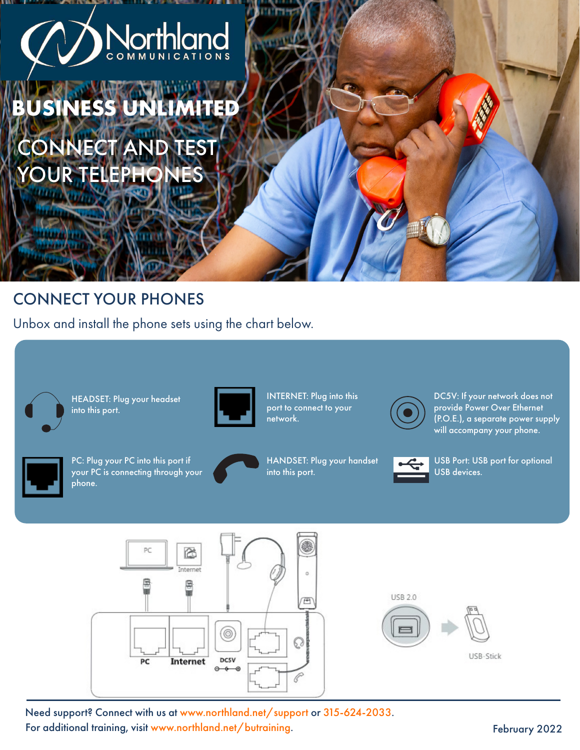Northland COMMUNICATIONS

# BUSINESS UNLIMITED

## CONNECT AND TEST YOUR TELEPHONES

## CONNECT YOUR PHONES

Unbox and install the phone sets using the chart below.

HEADSET: Plug your headset into this port.

INTERNET: Plug into this port to connect to your network.

DC5V: If your network does not provide Power Over Ethernet (P.O.E.), a separate power supply will accompany your phone.

PC: Plug your PC into this port if your PC is connecting through your phone.

HANDSET: Plug your handset into this port.

USB Port: USB port for optional USB devices.

Need support? Connect with us at www.northland.net/support or 315-624-2033.
For additional training, visit www.northland.net/butraining.

February 2022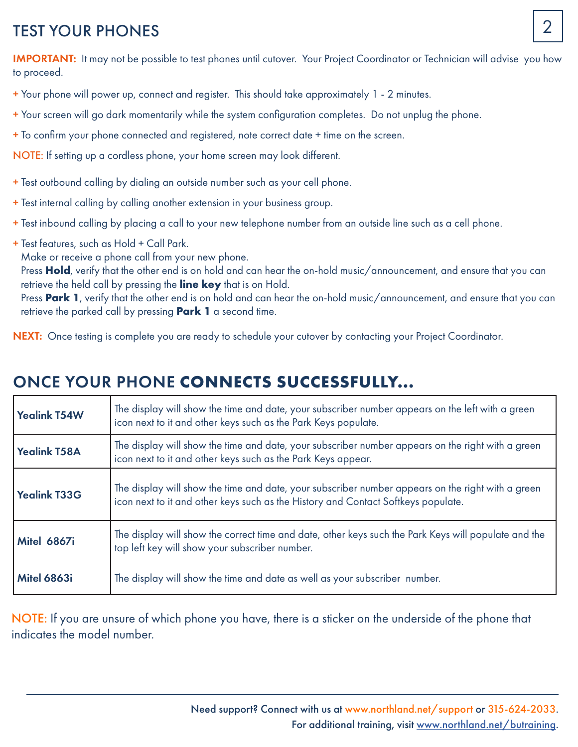# TEST YOUR PHONES

**IMPORTANT:** It may not be possible to test phones until cutover. Your Project Coordinator or Technician will advise you how to proceed.

+ Your phone will power up, connect and register. This should take approximately 1 - 2 minutes.
+ Your screen will go dark momentarily while the system configuration completes. Do not unplug the phone.
+ To confirm your phone connected and registered, note correct date + time on the screen.

NOTE: If setting up a cordless phone, your home screen may look different.

+ Test outbound calling by dialing an outside number such as your cell phone.
+ Test internal calling by calling another extension in your business group.
+ Test inbound calling by placing a call to your new telephone number from an outside line such as a cell phone.
+ Test features, such as Hold + Call Park.
  Make or receive a phone call from your new phone.
  Press **Hold**, verify that the other end is on hold and can hear the on-hold music/announcement, and ensure that you can retrieve the held call by pressing the **line key** that is on Hold.
  Press **Park 1**, verify that the other end is on hold and can hear the on-hold music/announcement, and ensure that you can retrieve the parked call by pressing **Park 1** a second time.

NEXT: Once testing is complete you are ready to schedule your cutover by contacting your Project Coordinator.

## ONCE YOUR PHONE **CONNECTS SUCCESSFULLY...**

| | |
|---|---|
| **Yealink T54W** | The display will show the time and date, your subscriber number appears on the left with a green icon next to it and other keys such as the Park Keys populate. |
| **Yealink T58A** | The display will show the time and date, your subscriber number appears on the right with a green icon next to it and other keys such as the Park Keys appear. |
| **Yealink T33G** | The display will show the time and date, your subscriber number appears on the right with a green icon next to it and other keys such as the History and Contact Softkeys populate. |
| **Mitel 6867i** | The display will show the correct time and date, other keys such the Park Keys will populate and the top left key will show your subscriber number. |
| **Mitel 6863i** | The display will show the time and date as well as your subscriber number. |

NOTE: If you are unsure of which phone you have, there is a sticker on the underside of the phone that indicates the model number.

Need support? Connect with us at www.northland.net/support or 315-624-2033.
For additional training, visit www.northland.net/butraining.